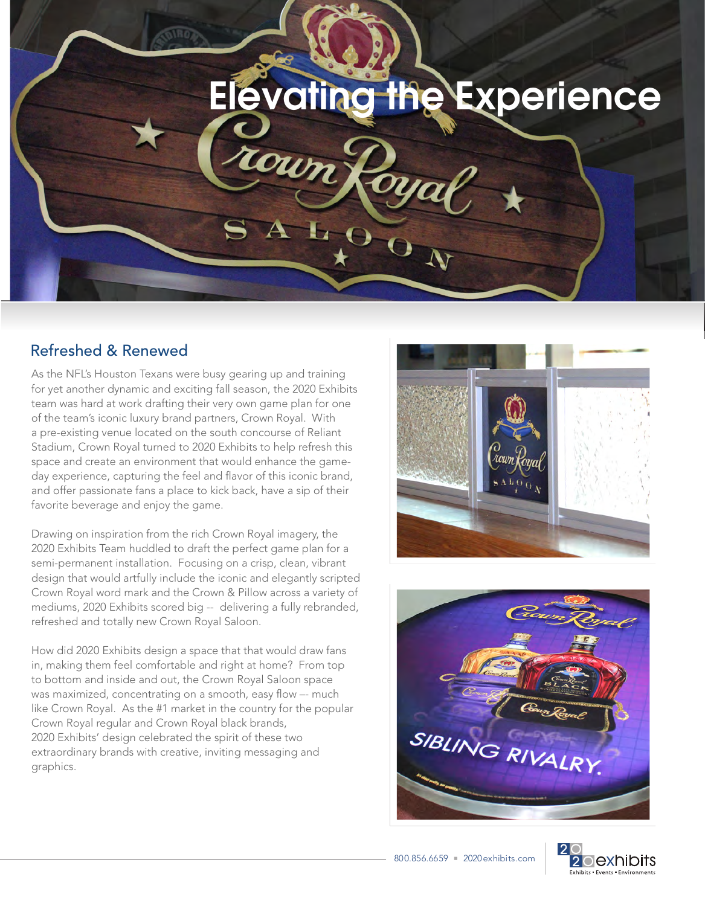# Elevating the Experience

## Refreshed & Renewed

As the NFL's Houston Texans were busy gearing up and training for yet another dynamic and exciting fall season, the 2020 Exhibits team was hard at work drafting their very own game plan for one of the team's iconic luxury brand partners, Crown Royal. With a pre-existing venue located on the south concourse of Reliant Stadium, Crown Royal turned to 2020 Exhibits to help refresh this space and create an environment that would enhance the game-day experience, capturing the feel and flavor of this iconic brand, and offer passionate fans a place to kick back, have a sip of their favorite beverage and enjoy the game.

Drawing on inspiration from the rich Crown Royal imagery, the 2020 Exhibits Team huddled to draft the perfect game plan for a semi-permanent installation. Focusing on a crisp, clean, vibrant design that would artfully include the iconic and elegantly scripted Crown Royal word mark and the Crown & Pillow across a variety of mediums, 2020 Exhibits scored big -- delivering a fully rebranded, refreshed and totally new Crown Royal Saloon.

How did 2020 Exhibits design a space that that would draw fans in, making them feel comfortable and right at home? From top to bottom and inside and out, the Crown Royal Saloon space was maximized, concentrating on a smooth, easy flow –- much like Crown Royal. As the #1 market in the country for the popular Crown Royal regular and Crown Royal black brands, 2020 Exhibits' design celebrated the spirit of these two extraordinary brands with creative, inviting messaging and graphics.

800.856.6659 ▪ 2020exhibits.com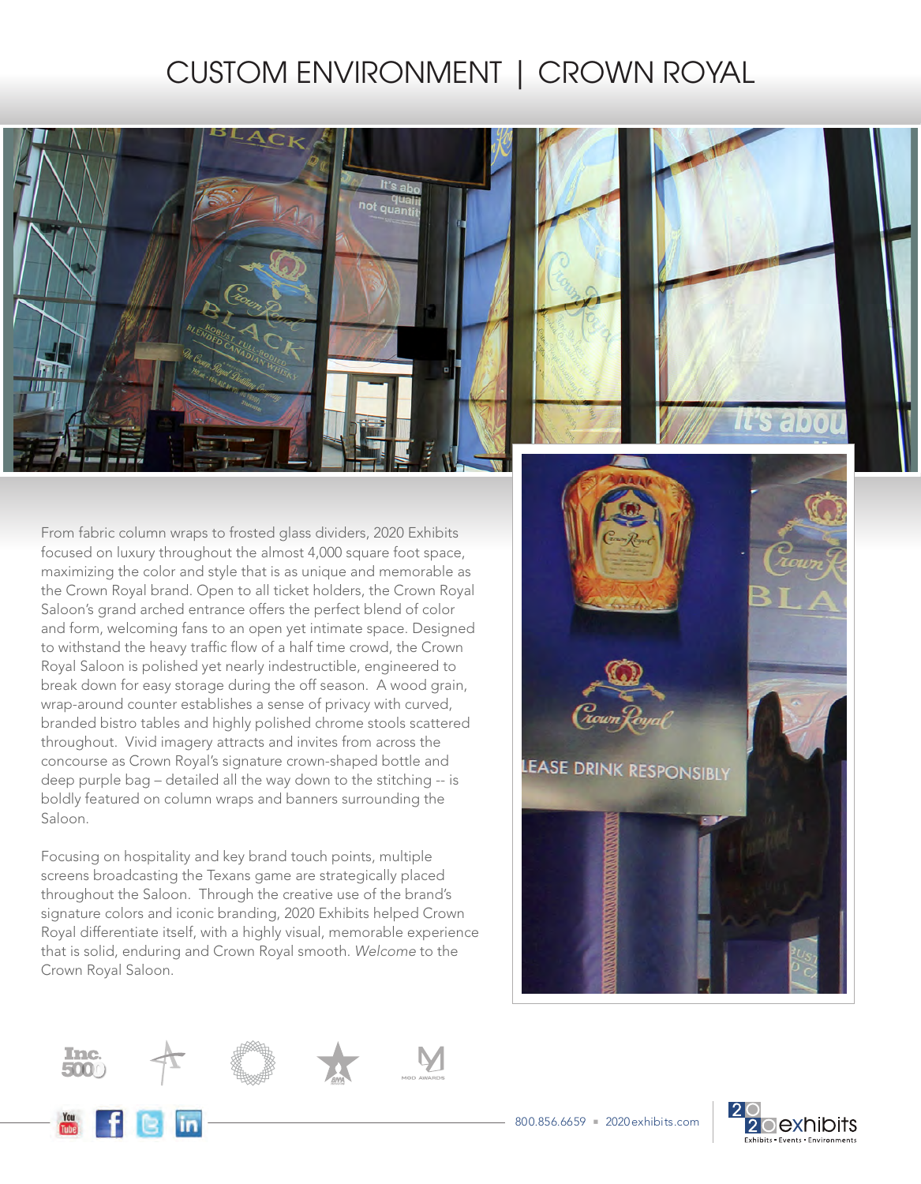# CUSTOM ENVIRONMENT | CROWN ROYAL

From fabric column wraps to frosted glass dividers, 2020 Exhibits focused on luxury throughout the almost 4,000 square foot space, maximizing the color and style that is as unique and memorable as the Crown Royal brand. Open to all ticket holders, the Crown Royal Saloon's grand arched entrance offers the perfect blend of color and form, welcoming fans to an open yet intimate space. Designed to withstand the heavy traffic flow of a half time crowd, the Crown Royal Saloon is polished yet nearly indestructible, engineered to break down for easy storage during the off season. A wood grain, wrap-around counter establishes a sense of privacy with curved, branded bistro tables and highly polished chrome stools scattered throughout. Vivid imagery attracts and invites from across the concourse as Crown Royal's signature crown-shaped bottle and deep purple bag – detailed all the way down to the stitching -- is boldly featured on column wraps and banners surrounding the Saloon.

Focusing on hospitality and key brand touch points, multiple screens broadcasting the Texans game are strategically placed throughout the Saloon. Through the creative use of the brand's signature colors and iconic branding, 2020 Exhibits helped Crown Royal differentiate itself, with a highly visual, memorable experience that is solid, enduring and Crown Royal smooth. *Welcome* to the Crown Royal Saloon.

800.856.6659 ▪ 2020exhibits.com

2020 exhibits
Exhibits • Events • Environments